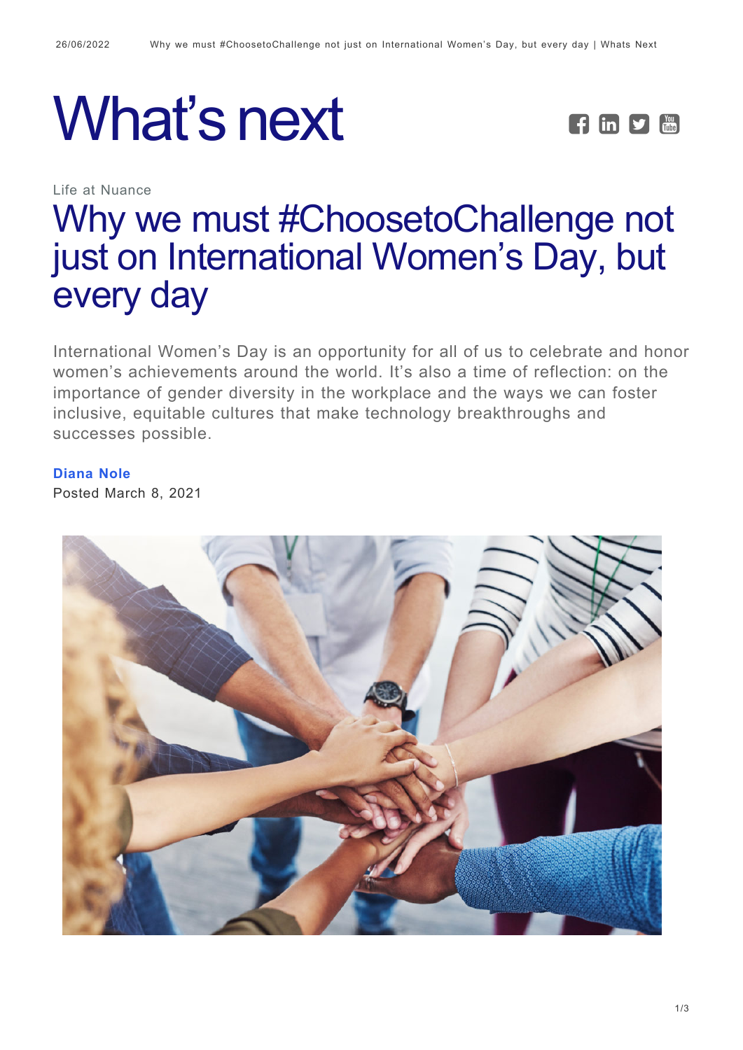# What's next

Life at Nuance

# Why we must #ChoosetoChallenge not just on International Women's Day, but every day

International Women's Day is an opportunity for all of us to celebrate and honor women's achievements around the world. It's also a time of reflection: on the importance of gender diversity in the workplace and the ways we can foster inclusive, equitable cultures that make technology breakthroughs and successes possible.

**Diana Nole**

Posted March 8, 2021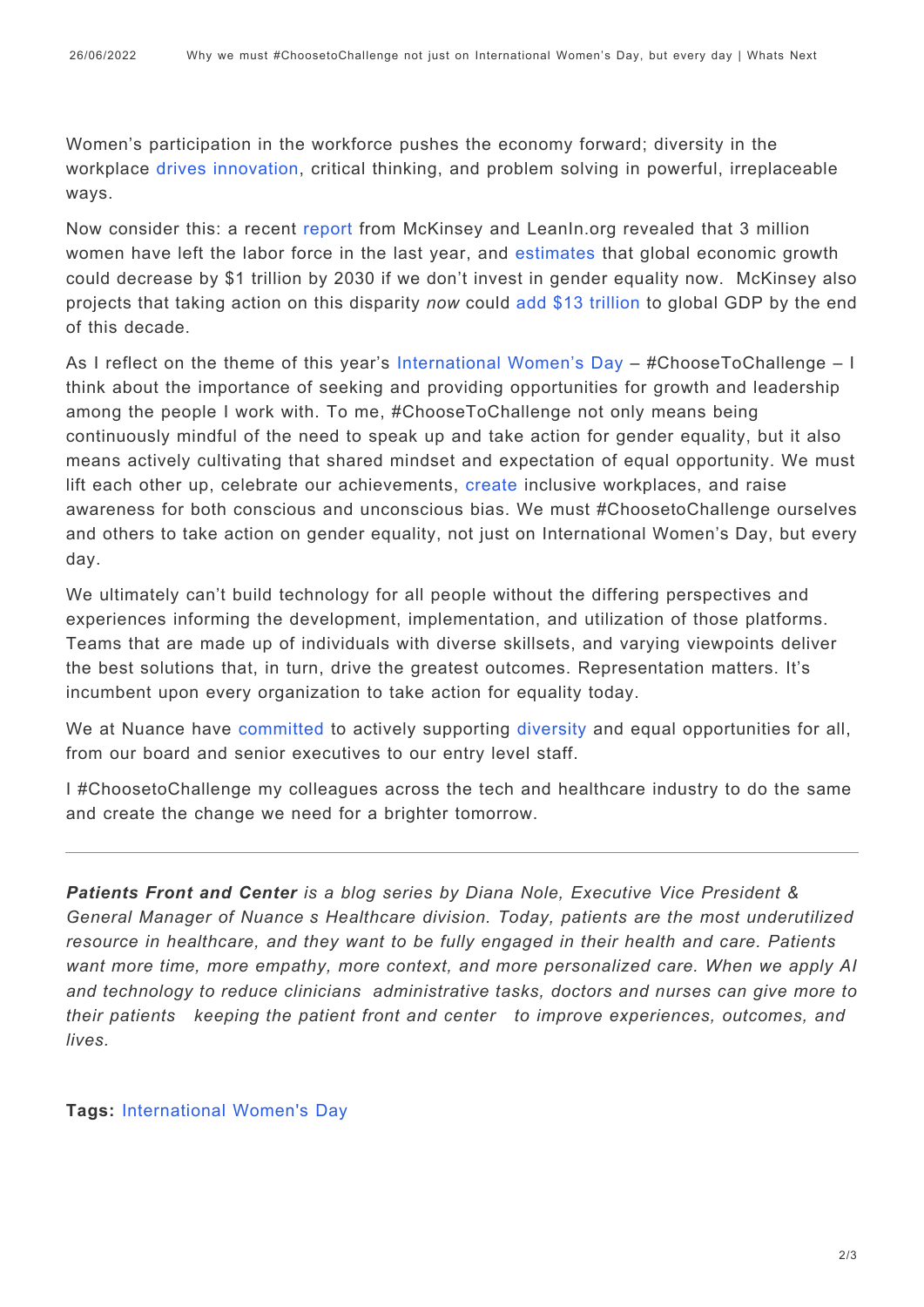Women's participation in the workforce pushes the economy forward; diversity in the workplace drives innovation, critical thinking, and problem solving in powerful, irreplaceable ways.

Now consider this: a recent report from McKinsey and LeanIn.org revealed that 3 million women have left the labor force in the last year, and estimates that global economic growth could decrease by $1 trillion by 2030 if we don't invest in gender equality now. McKinsey also projects that taking action on this disparity *now* could add $13 trillion to global GDP by the end of this decade.

As I reflect on the theme of this year's International Women's Day – #ChooseToChallenge – I think about the importance of seeking and providing opportunities for growth and leadership among the people I work with. To me, #ChooseToChallenge not only means being continuously mindful of the need to speak up and take action for gender equality, but it also means actively cultivating that shared mindset and expectation of equal opportunity. We must lift each other up, celebrate our achievements, create inclusive workplaces, and raise awareness for both conscious and unconscious bias. We must #ChoosetoChallenge ourselves and others to take action on gender equality, not just on International Women's Day, but every day.

We ultimately can't build technology for all people without the differing perspectives and experiences informing the development, implementation, and utilization of those platforms. Teams that are made up of individuals with diverse skillsets, and varying viewpoints deliver the best solutions that, in turn, drive the greatest outcomes. Representation matters. It's incumbent upon every organization to take action for equality today.

We at Nuance have committed to actively supporting diversity and equal opportunities for all, from our board and senior executives to our entry level staff.

I #ChoosetoChallenge my colleagues across the tech and healthcare industry to do the same and create the change we need for a brighter tomorrow.

---

***Patients Front and Center*** *is a blog series by Diana Nole, Executive Vice President & General Manager of Nuance s Healthcare division. Today, patients are the most underutilized resource in healthcare, and they want to be fully engaged in their health and care. Patients want more time, more empathy, more context, and more personalized care. When we apply AI and technology to reduce clinicians administrative tasks, doctors and nurses can give more to their patients keeping the patient front and center to improve experiences, outcomes, and lives.*

**Tags:** International Women's Day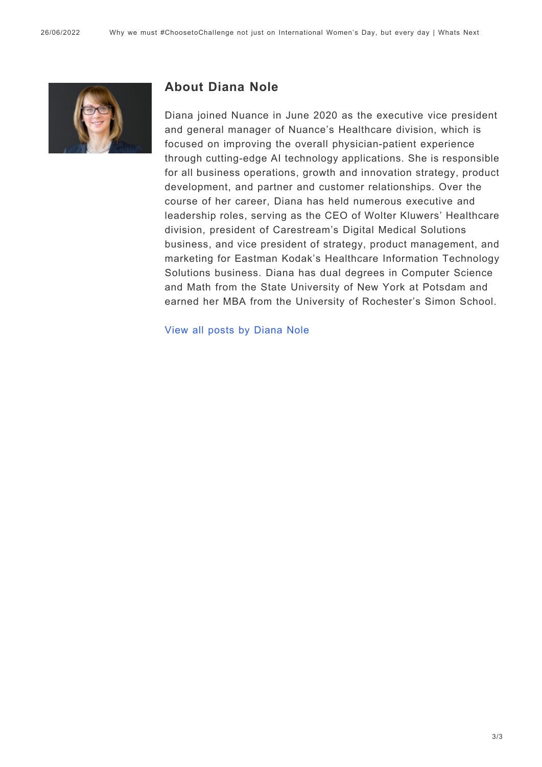## About Diana Nole

Diana joined Nuance in June 2020 as the executive vice president and general manager of Nuance's Healthcare division, which is focused on improving the overall physician-patient experience through cutting-edge AI technology applications. She is responsible for all business operations, growth and innovation strategy, product development, and partner and customer relationships. Over the course of her career, Diana has held numerous executive and leadership roles, serving as the CEO of Wolter Kluwers' Healthcare division, president of Carestream's Digital Medical Solutions business, and vice president of strategy, product management, and marketing for Eastman Kodak's Healthcare Information Technology Solutions business. Diana has dual degrees in Computer Science and Math from the State University of New York at Potsdam and earned her MBA from the University of Rochester's Simon School.

View all posts by Diana Nole